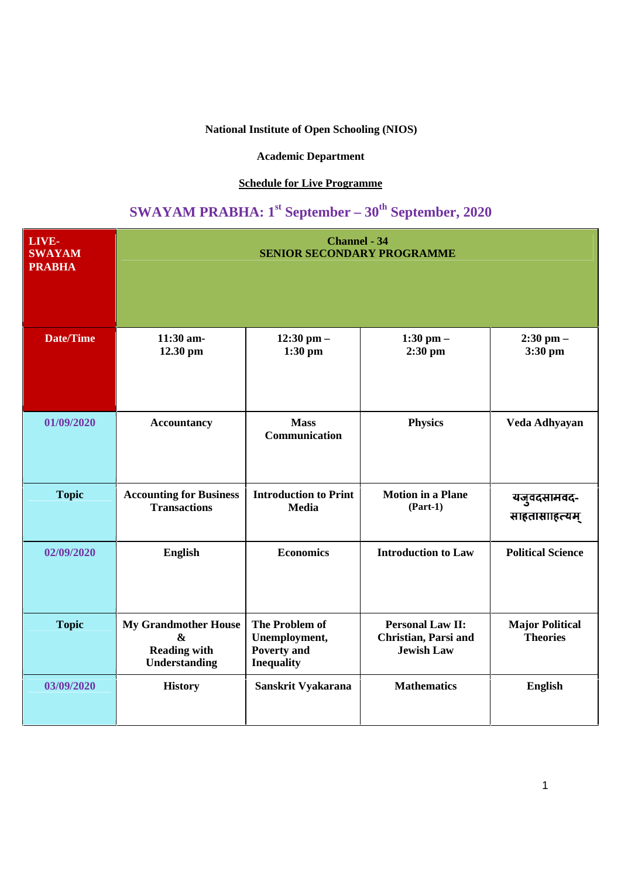**National Institute of Open Schooling (NIOS)**

**Academic Department**

**Schedule for Live Programme**

## SWAYAM PRABHA: 1st September – 30th September, 2020

| LIVE-SWAYAM PRABHA | Channel - 34 SENIOR SECONDARY PROGRAMME | | | |
|---|---|---|---|---|
| **Date/Time** | **11:30 am-12.30 pm** | **12:30 pm – 1:30 pm** | **1:30 pm – 2:30 pm** | **2:30 pm – 3:30 pm** |
| **01/09/2020** | **Accountancy** | **Mass Communication** | **Physics** | **Veda Adhyayan** |
| **Topic** | **Accounting for Business Transactions** | **Introduction to Print Media** | **Motion in a Plane (Part-1)** | **यजुर्वदसामवद-साहतासाहित्यम्** |
| **02/09/2020** | **English** | **Economics** | **Introduction to Law** | **Political Science** |
| **Topic** | **My Grandmother House & Reading with Understanding** | **The Problem of Unemployment, Poverty and Inequality** | **Personal Law II: Christian, Parsi and Jewish Law** | **Major Political Theories** |
| **03/09/2020** | **History** | **Sanskrit Vyakarana** | **Mathematics** | **English** |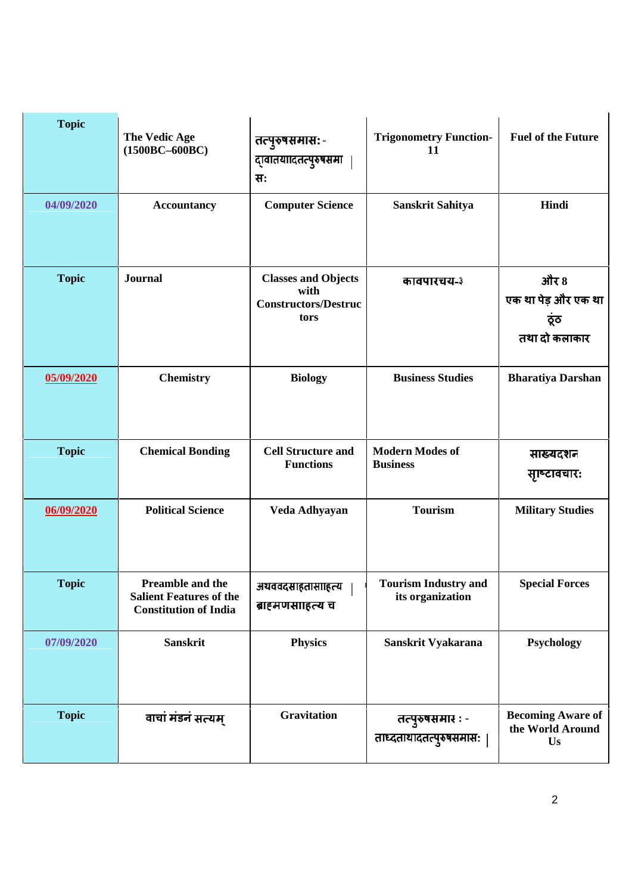| Topic | The Vedic Age (1500BC–600BC) | तत्पुरुषसमास: - द्वितीयाद्तत्पुरुषसमास: | Trigonometry Function-11 | Fuel of the Future |
|---|---|---|---|---|
| 04/09/2020 | Accountancy | Computer Science | Sanskrit Sahitya | Hindi |
| Topic | Journal | Classes and Objects with Constructors/Destructors | कविपरिचय-३ | और 8<br>एक था पेड़ और एक था ठूंठ<br>तथा दो कलाकार |
| 05/09/2020 | Chemistry | Biology | Business Studies | Bharatiya Darshan |
| Topic | Chemical Bonding | Cell Structure and Functions | Modern Modes of Business | साङ्ख्यदर्शन<br>सृष्टिविचार: |
| 06/09/2020 | Political Science | Veda Adhyayan | Tourism | Military Studies |
| Topic | Preamble and the Salient Features of the Constitution of India | अथर्ववेदसंहितासाहित्य ब्राह्मणसाहित्य च | Tourism Industry and its organization | Special Forces |
| 07/09/2020 | Sanskrit | Physics | Sanskrit Vyakarana | Psychology |
| Topic | वाचां मंडनं सत्यम् | Gravitation | तत्पुरुषसमास : - तादर्थ्यादतत्पुरुषसमास: | Becoming Aware of the World Around Us |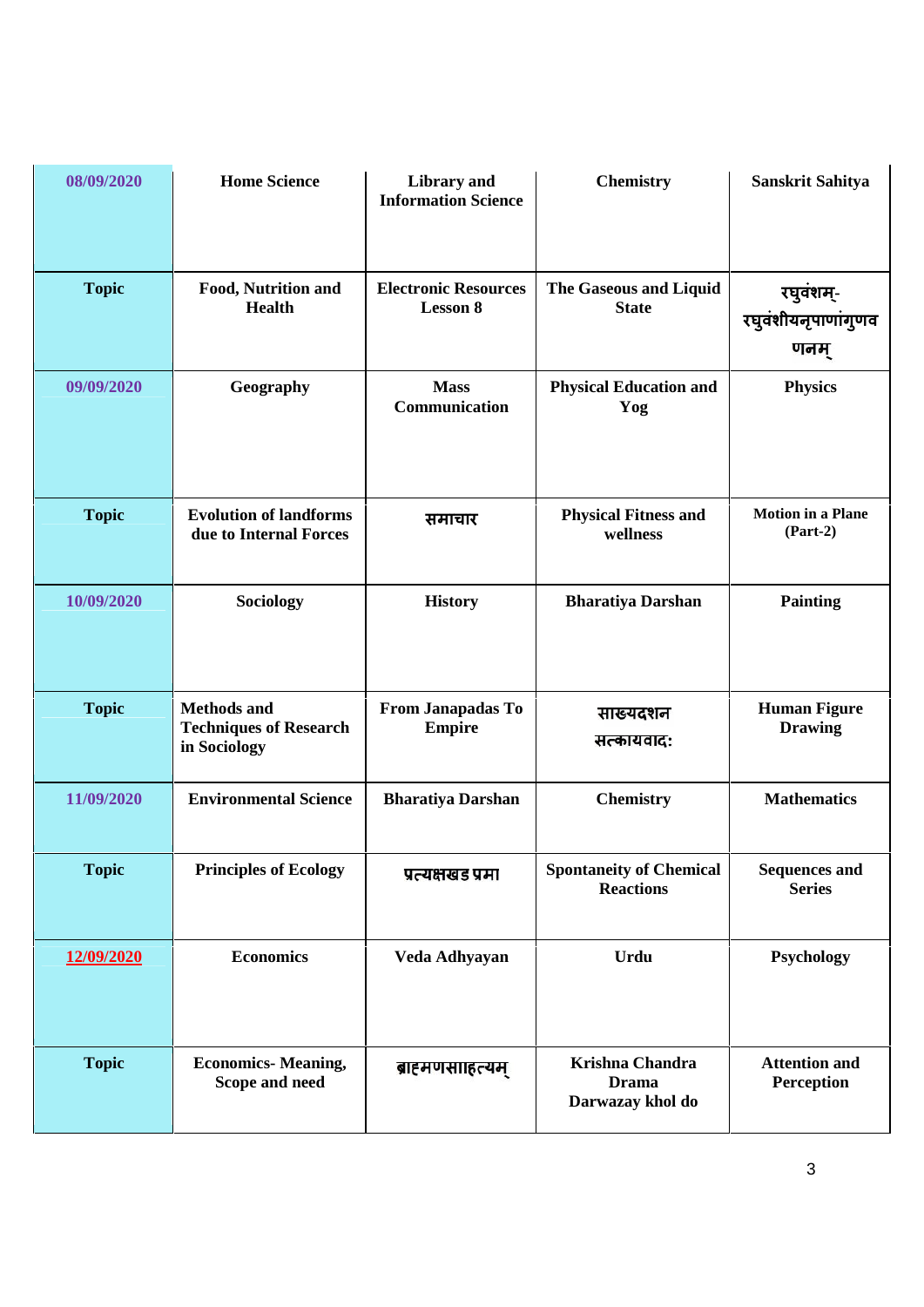| 08/09/2020 | Home Science | Library and Information Science | Chemistry | Sanskrit Sahitya |
|---|---|---|---|---|
| **Topic** | Food, Nutrition and Health | Electronic Resources Lesson 8 | The Gaseous and Liquid State | रघुवंशम्- रघुवंशीयनृपाणांगुणवणनम् |
| **09/09/2020** | Geography | Mass Communication | Physical Education and Yog | Physics |
| **Topic** | Evolution of landforms due to Internal Forces | समाचार | Physical Fitness and wellness | Motion in a Plane (Part-2) |
| **10/09/2020** | Sociology | History | Bharatiya Darshan | Painting |
| **Topic** | Methods and Techniques of Research in Sociology | From Janapadas To Empire | साख्यदशन सत्कायवाद: | Human Figure Drawing |
| **11/09/2020** | Environmental Science | Bharatiya Darshan | Chemistry | Mathematics |
| **Topic** | Principles of Ecology | प्रत्यक्षखड प्रमा | Spontaneity of Chemical Reactions | Sequences and Series |
| **12/09/2020** | Economics | Veda Adhyayan | Urdu | Psychology |
| **Topic** | Economics- Meaning, Scope and need | ब्राह्मणसाहित्यम् | Krishna Chandra Drama Darwazay khol do | Attention and Perception |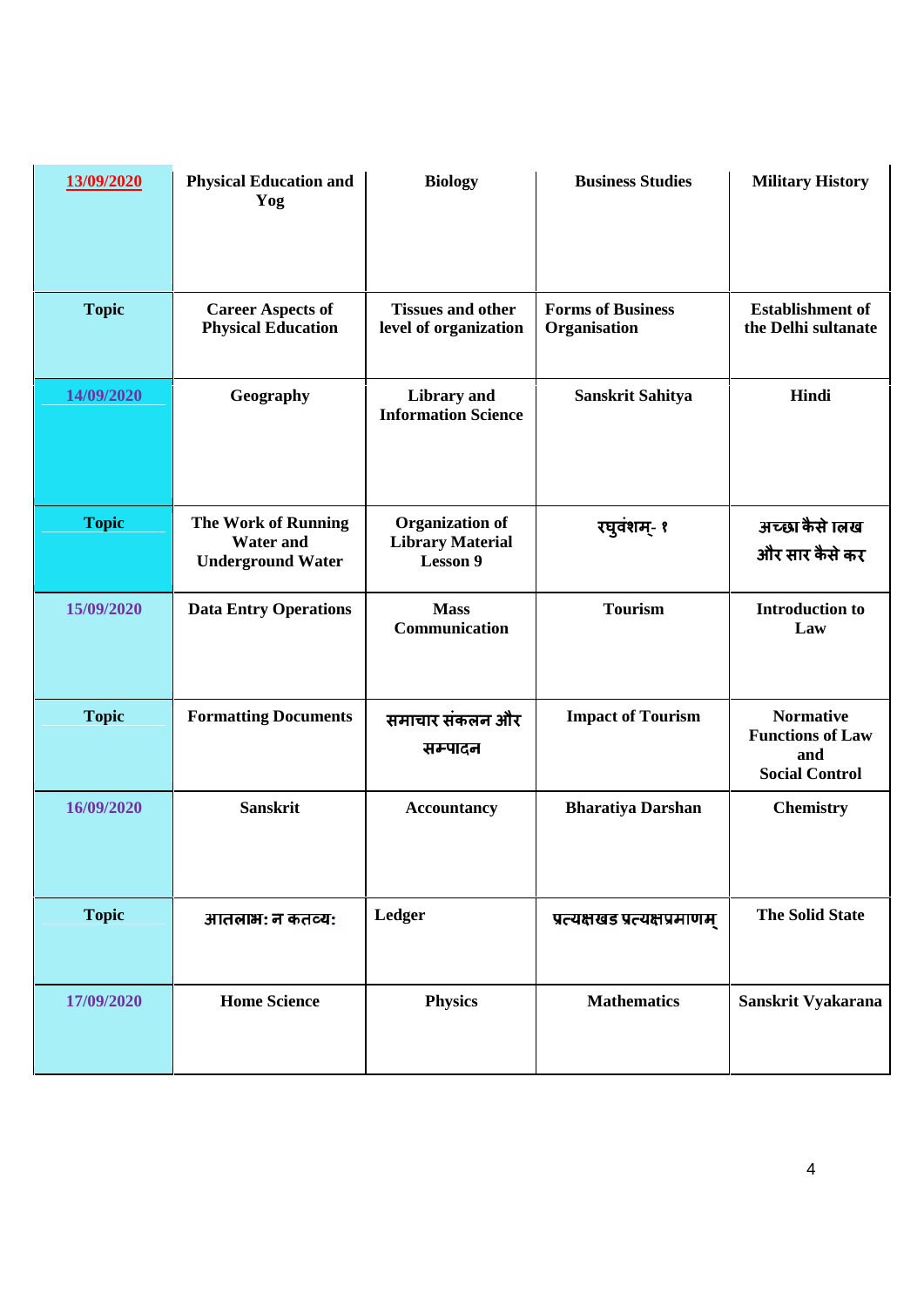| 13/09/2020 | Physical Education and Yog | Biology | Business Studies | Military History |
|---|---|---|---|---|
| Topic | Career Aspects of Physical Education | Tissues and other level of organization | Forms of Business Organisation | Establishment of the Delhi sultanate |
| 14/09/2020 | Geography | Library and Information Science | Sanskrit Sahitya | Hindi |
| Topic | The Work of Running Water and Underground Water | Organization of Library Material Lesson 9 | रघुवंशम्- १ | अच्छा कैसे लिख और सार कैसे कर |
| 15/09/2020 | Data Entry Operations | Mass Communication | Tourism | Introduction to Law |
| Topic | Formatting Documents | समाचार संकलन और सम्पादन | Impact of Tourism | Normative Functions of Law and Social Control |
| 16/09/2020 | Sanskrit | Accountancy | Bharatiya Darshan | Chemistry |
| Topic | अतिलाभः न कर्तव्यः | Ledger | प्रत्यक्षखंड प्रत्यक्षप्रमाणम् | The Solid State |
| 17/09/2020 | Home Science | Physics | Mathematics | Sanskrit Vyakarana |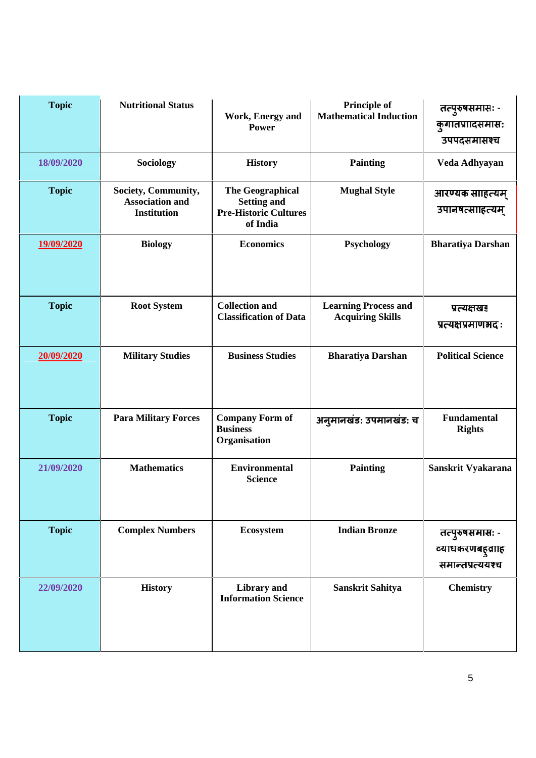| Topic | Nutritional Status | Work, Energy and Power | Principle of Mathematical Induction | तत्पुरुषसमासः - कुगातप्रादसमासः उपपदसमासश्च |
|---|---|---|---|---|
| 18/09/2020 | Sociology | History | Painting | Veda Adhyayan |
| Topic | Society, Community, Association and Institution | The Geographical Setting and Pre-Historic Cultures of India | Mughal Style | आरण्यक साहित्यम् उपानषत्साहित्यम् |
| 19/09/2020 | Biology | Economics | Psychology | Bharatiya Darshan |
| Topic | Root System | Collection and Classification of Data | Learning Process and Acquiring Skills | प्रत्यक्षखड प्रत्यक्षप्रमाणभद : |
| 20/09/2020 | Military Studies | Business Studies | Bharatiya Darshan | Political Science |
| Topic | Para Military Forces | Company Form of Business Organisation | अनुमानखंड: उपमानखंड: च | Fundamental Rights |
| 21/09/2020 | Mathematics | Environmental Science | Painting | Sanskrit Vyakarana |
| Topic | Complex Numbers | Ecosystem | Indian Bronze | तत्पुरुषसमासः - व्याधकरणबहुव्राह समान्तप्रत्ययश्च |
| 22/09/2020 | History | Library and Information Science | Sanskrit Sahitya | Chemistry |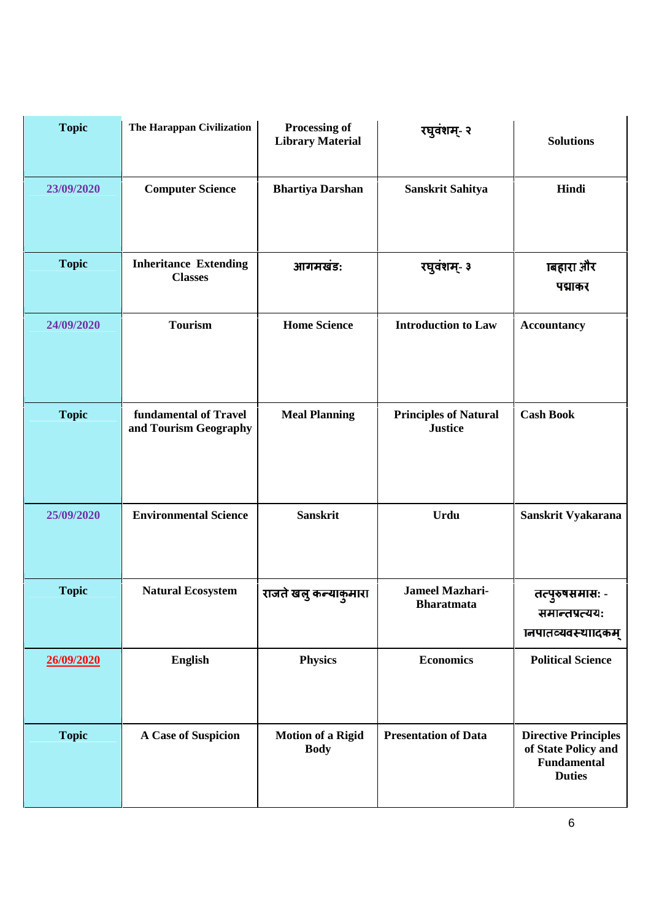| Topic | The Harappan Civilization | Processing of Library Material | रघुवंशम्- २ | Solutions |
|---|---|---|---|---|
| 23/09/2020 | Computer Science | Bhartiya Darshan | Sanskrit Sahitya | Hindi |
| Topic | Inheritance Extending Classes | आगमखंड: | रघुवंशम्- ३ | बिहारी और पद्माकर |
| 24/09/2020 | Tourism | Home Science | Introduction to Law | Accountancy |
| Topic | fundamental of Travel and Tourism Geography | Meal Planning | Principles of Natural Justice | Cash Book |
| 25/09/2020 | Environmental Science | Sanskrit | Urdu | Sanskrit Vyakarana |
| Topic | Natural Ecosystem | राजते खलु कन्याकुमारी | Jameel Mazhari- Bharatmata | तत्पुरुषसमास: - समान्तप्रत्यय: निपातव्यवस्थादिकम् |
| 26/09/2020 | English | Physics | Economics | Political Science |
| Topic | A Case of Suspicion | Motion of a Rigid Body | Presentation of Data | Directive Principles of State Policy and Fundamental Duties |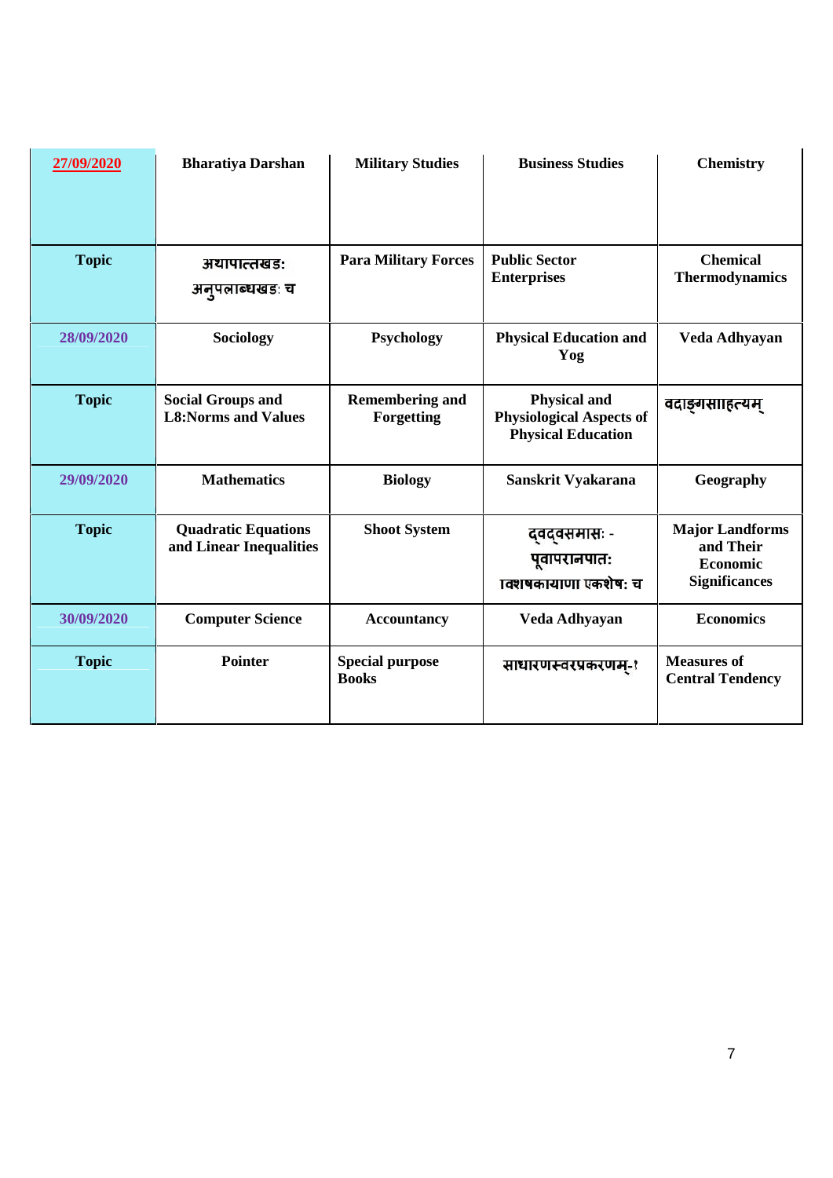| | | | | |
|---|---|---|---|---|
| **27/09/2020** | **Bharatiya Darshan** | **Military Studies** | **Business Studies** | **Chemistry** |
| **Topic** | **अथापात्तखडः अनुपलाब्धखडः च** | **Para Military Forces** | **Public Sector Enterprises** | **Chemical Thermodynamics** |
| **28/09/2020** | **Sociology** | **Psychology** | **Physical Education and Yog** | **Veda Adhyayan** |
| **Topic** | **Social Groups and L8:Norms and Values** | **Remembering and Forgetting** | **Physical and Physiological Aspects of Physical Education** | **वदाङ्गसाहित्यम्** |
| **29/09/2020** | **Mathematics** | **Biology** | **Sanskrit Vyakarana** | **Geography** |
| **Topic** | **Quadratic Equations and Linear Inequalities** | **Shoot System** | **द्वद्वसमासः - पूवापरानपातः विशषकायाणा एकशेषः च** | **Major Landforms and Their Economic Significances** |
| **30/09/2020** | **Computer Science** | **Accountancy** | **Veda Adhyayan** | **Economics** |
| **Topic** | **Pointer** | **Special purpose Books** | **साधारणस्वरप्रकरणम्-१** | **Measures of Central Tendency** |